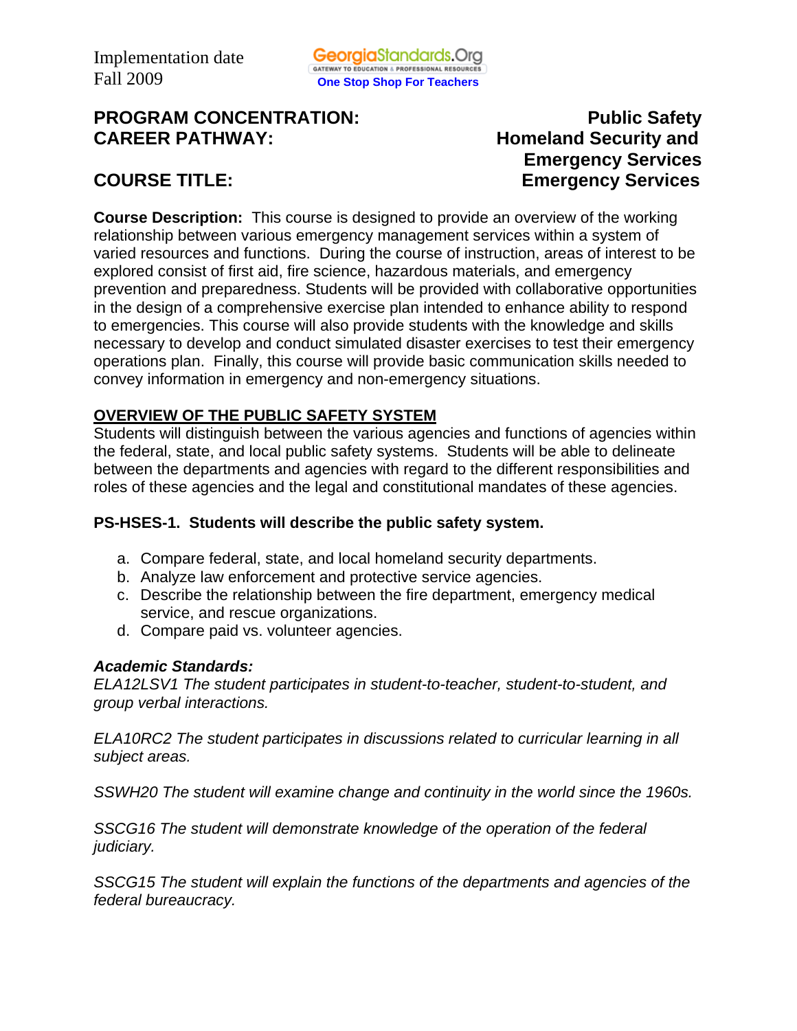Implementation date
Fall 2009

GeorgiaStandards.Org
GATEWAY TO EDUCATION & PROFESSIONAL RESOURCES
One Stop Shop For Teachers

**PROGRAM CONCENTRATION:** **Public Safety**
**CAREER PATHWAY:** **Homeland Security and Emergency Services**

**COURSE TITLE:** **Emergency Services**

**Course Description:** This course is designed to provide an overview of the working relationship between various emergency management services within a system of varied resources and functions. During the course of instruction, areas of interest to be explored consist of first aid, fire science, hazardous materials, and emergency prevention and preparedness. Students will be provided with collaborative opportunities in the design of a comprehensive exercise plan intended to enhance ability to respond to emergencies. This course will also provide students with the knowledge and skills necessary to develop and conduct simulated disaster exercises to test their emergency operations plan. Finally, this course will provide basic communication skills needed to convey information in emergency and non-emergency situations.

## OVERVIEW OF THE PUBLIC SAFETY SYSTEM

Students will distinguish between the various agencies and functions of agencies within the federal, state, and local public safety systems. Students will be able to delineate between the departments and agencies with regard to the different responsibilities and roles of these agencies and the legal and constitutional mandates of these agencies.

**PS-HSES-1. Students will describe the public safety system.**

a. Compare federal, state, and local homeland security departments.
b. Analyze law enforcement and protective service agencies.
c. Describe the relationship between the fire department, emergency medical service, and rescue organizations.
d. Compare paid vs. volunteer agencies.

***Academic Standards:***

*ELA12LSV1 The student participates in student-to-teacher, student-to-student, and group verbal interactions.*

*ELA10RC2 The student participates in discussions related to curricular learning in all subject areas.*

*SSWH20 The student will examine change and continuity in the world since the 1960s.*

*SSCG16 The student will demonstrate knowledge of the operation of the federal judiciary.*

*SSCG15 The student will explain the functions of the departments and agencies of the federal bureaucracy.*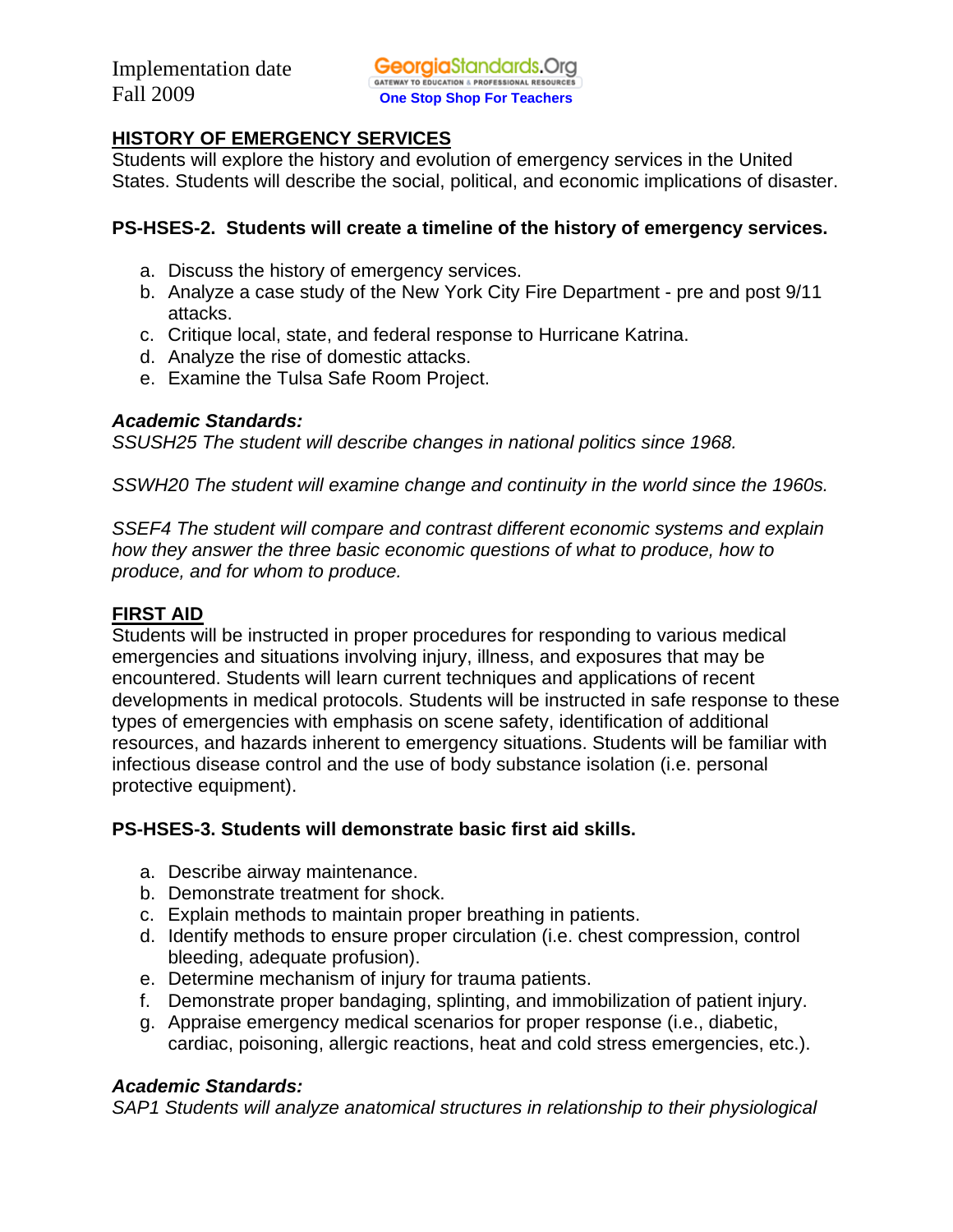## HISTORY OF EMERGENCY SERVICES

Students will explore the history and evolution of emergency services in the United States. Students will describe the social, political, and economic implications of disaster.

**PS-HSES-2. Students will create a timeline of the history of emergency services.**

a. Discuss the history of emergency services.
b. Analyze a case study of the New York City Fire Department - pre and post 9/11 attacks.
c. Critique local, state, and federal response to Hurricane Katrina.
d. Analyze the rise of domestic attacks.
e. Examine the Tulsa Safe Room Project.

***Academic Standards:***

*SSUSH25 The student will describe changes in national politics since 1968.*

*SSWH20 The student will examine change and continuity in the world since the 1960s.*

*SSEF4 The student will compare and contrast different economic systems and explain how they answer the three basic economic questions of what to produce, how to produce, and for whom to produce.*

## FIRST AID

Students will be instructed in proper procedures for responding to various medical emergencies and situations involving injury, illness, and exposures that may be encountered. Students will learn current techniques and applications of recent developments in medical protocols. Students will be instructed in safe response to these types of emergencies with emphasis on scene safety, identification of additional resources, and hazards inherent to emergency situations. Students will be familiar with infectious disease control and the use of body substance isolation (i.e. personal protective equipment).

**PS-HSES-3. Students will demonstrate basic first aid skills.**

a. Describe airway maintenance.
b. Demonstrate treatment for shock.
c. Explain methods to maintain proper breathing in patients.
d. Identify methods to ensure proper circulation (i.e. chest compression, control bleeding, adequate profusion).
e. Determine mechanism of injury for trauma patients.
f. Demonstrate proper bandaging, splinting, and immobilization of patient injury.
g. Appraise emergency medical scenarios for proper response (i.e., diabetic, cardiac, poisoning, allergic reactions, heat and cold stress emergencies, etc.).

***Academic Standards:***

*SAP1 Students will analyze anatomical structures in relationship to their physiological*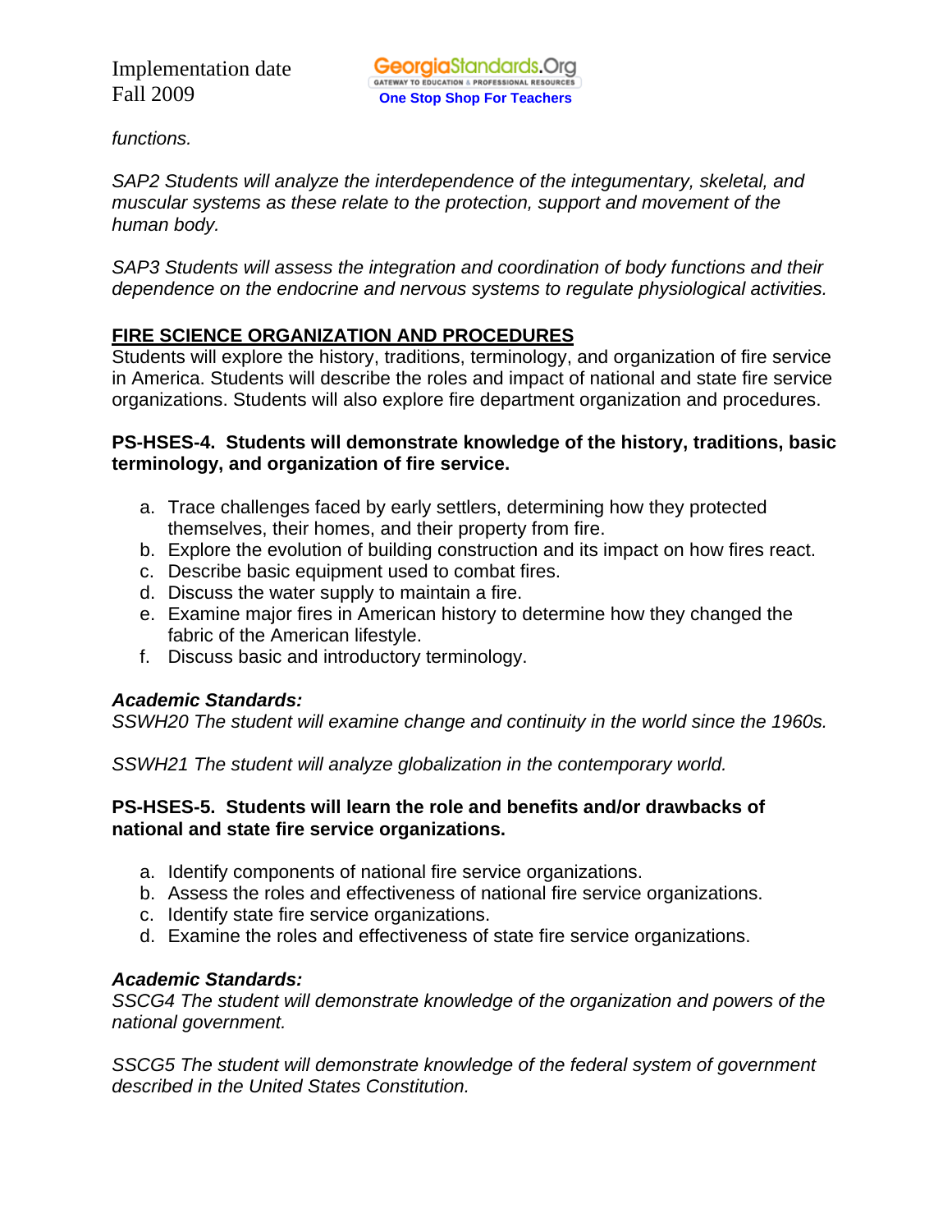*functions.*

*SAP2 Students will analyze the interdependence of the integumentary, skeletal, and muscular systems as these relate to the protection, support and movement of the human body.*

*SAP3 Students will assess the integration and coordination of body functions and their dependence on the endocrine and nervous systems to regulate physiological activities.*

## FIRE SCIENCE ORGANIZATION AND PROCEDURES

Students will explore the history, traditions, terminology, and organization of fire service in America. Students will describe the roles and impact of national and state fire service organizations. Students will also explore fire department organization and procedures.

**PS-HSES-4. Students will demonstrate knowledge of the history, traditions, basic terminology, and organization of fire service.**

a. Trace challenges faced by early settlers, determining how they protected themselves, their homes, and their property from fire.
b. Explore the evolution of building construction and its impact on how fires react.
c. Describe basic equipment used to combat fires.
d. Discuss the water supply to maintain a fire.
e. Examine major fires in American history to determine how they changed the fabric of the American lifestyle.
f. Discuss basic and introductory terminology.

***Academic Standards:***

*SSWH20 The student will examine change and continuity in the world since the 1960s.*

*SSWH21 The student will analyze globalization in the contemporary world.*

**PS-HSES-5. Students will learn the role and benefits and/or drawbacks of national and state fire service organizations.**

a. Identify components of national fire service organizations.
b. Assess the roles and effectiveness of national fire service organizations.
c. Identify state fire service organizations.
d. Examine the roles and effectiveness of state fire service organizations.

***Academic Standards:***

*SSCG4 The student will demonstrate knowledge of the organization and powers of the national government.*

*SSCG5 The student will demonstrate knowledge of the federal system of government described in the United States Constitution.*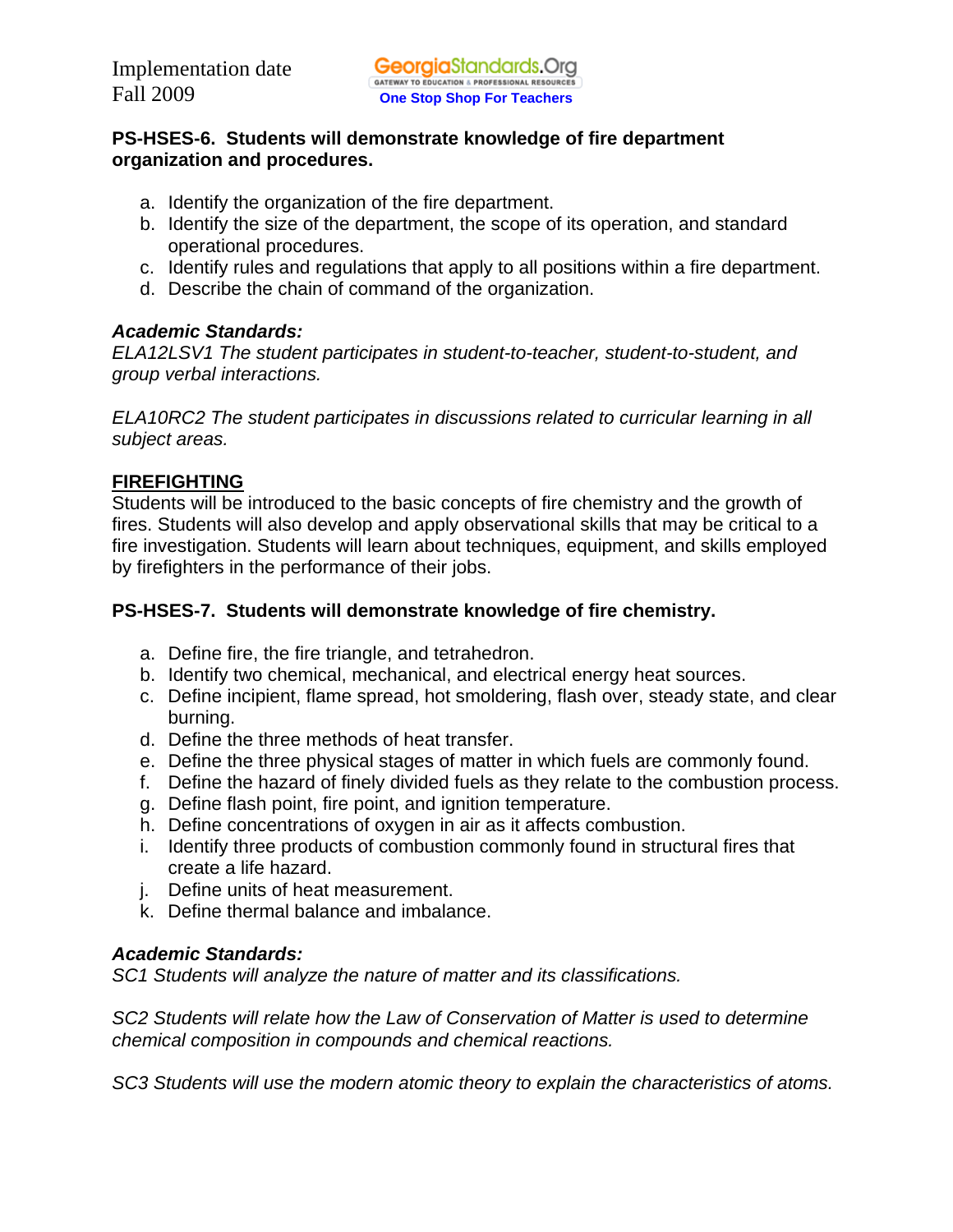**PS-HSES-6. Students will demonstrate knowledge of fire department organization and procedures.**

a. Identify the organization of the fire department.
b. Identify the size of the department, the scope of its operation, and standard operational procedures.
c. Identify rules and regulations that apply to all positions within a fire department.
d. Describe the chain of command of the organization.

***Academic Standards:***

*ELA12LSV1 The student participates in student-to-teacher, student-to-student, and group verbal interactions.*

*ELA10RC2 The student participates in discussions related to curricular learning in all subject areas.*

**FIREFIGHTING**

Students will be introduced to the basic concepts of fire chemistry and the growth of fires. Students will also develop and apply observational skills that may be critical to a fire investigation. Students will learn about techniques, equipment, and skills employed by firefighters in the performance of their jobs.

**PS-HSES-7. Students will demonstrate knowledge of fire chemistry.**

a. Define fire, the fire triangle, and tetrahedron.
b. Identify two chemical, mechanical, and electrical energy heat sources.
c. Define incipient, flame spread, hot smoldering, flash over, steady state, and clear burning.
d. Define the three methods of heat transfer.
e. Define the three physical stages of matter in which fuels are commonly found.
f. Define the hazard of finely divided fuels as they relate to the combustion process.
g. Define flash point, fire point, and ignition temperature.
h. Define concentrations of oxygen in air as it affects combustion.
i. Identify three products of combustion commonly found in structural fires that create a life hazard.
j. Define units of heat measurement.
k. Define thermal balance and imbalance.

***Academic Standards:***

*SC1 Students will analyze the nature of matter and its classifications.*

*SC2 Students will relate how the Law of Conservation of Matter is used to determine chemical composition in compounds and chemical reactions.*

*SC3 Students will use the modern atomic theory to explain the characteristics of atoms.*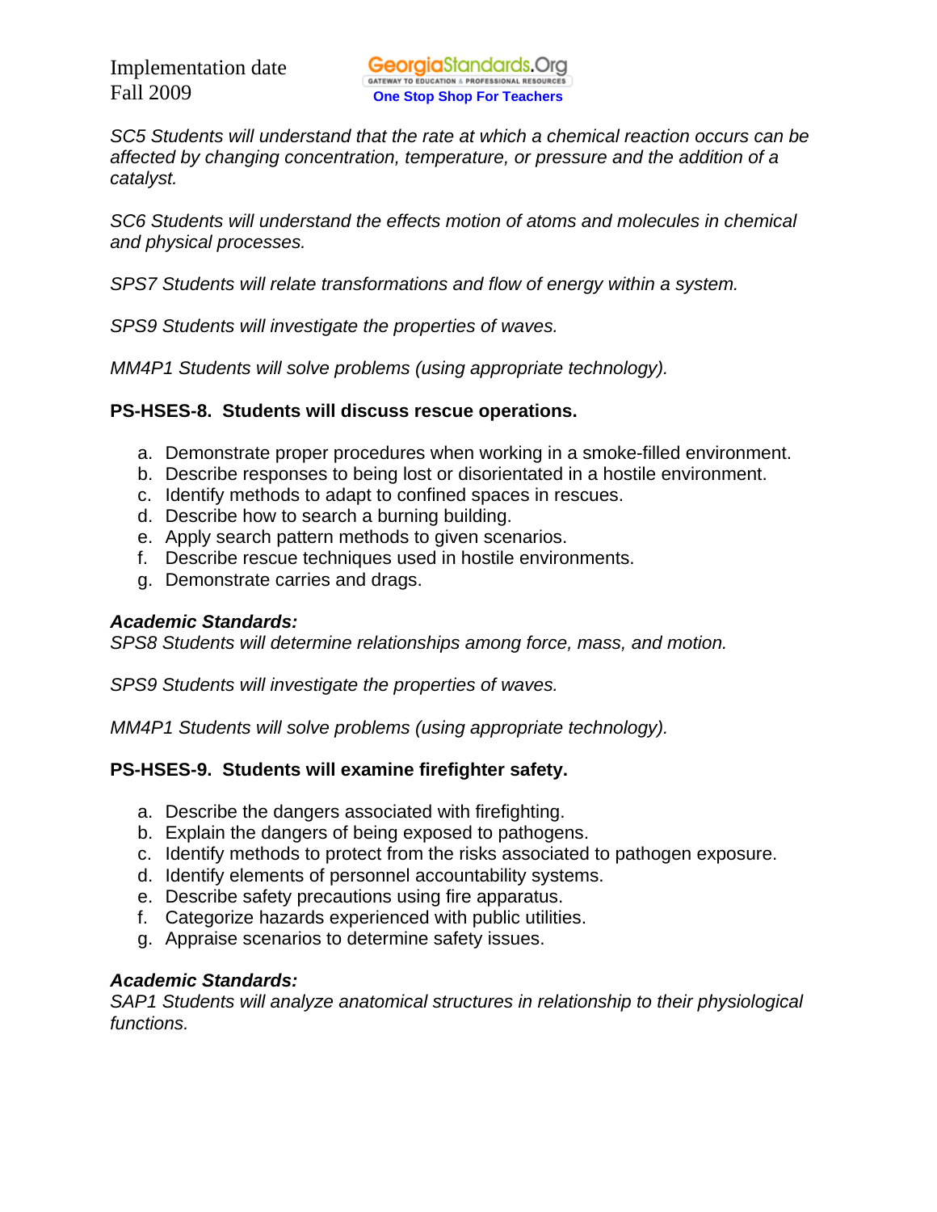*SC5 Students will understand that the rate at which a chemical reaction occurs can be affected by changing concentration, temperature, or pressure and the addition of a catalyst.*

*SC6 Students will understand the effects motion of atoms and molecules in chemical and physical processes.*

*SPS7 Students will relate transformations and flow of energy within a system.*

*SPS9 Students will investigate the properties of waves.*

*MM4P1 Students will solve problems (using appropriate technology).*

**PS-HSES-8. Students will discuss rescue operations.**

a. Demonstrate proper procedures when working in a smoke-filled environment.
b. Describe responses to being lost or disorientated in a hostile environment.
c. Identify methods to adapt to confined spaces in rescues.
d. Describe how to search a burning building.
e. Apply search pattern methods to given scenarios.
f. Describe rescue techniques used in hostile environments.
g. Demonstrate carries and drags.

***Academic Standards:***
*SPS8 Students will determine relationships among force, mass, and motion.*

*SPS9 Students will investigate the properties of waves.*

*MM4P1 Students will solve problems (using appropriate technology).*

**PS-HSES-9. Students will examine firefighter safety.**

a. Describe the dangers associated with firefighting.
b. Explain the dangers of being exposed to pathogens.
c. Identify methods to protect from the risks associated to pathogen exposure.
d. Identify elements of personnel accountability systems.
e. Describe safety precautions using fire apparatus.
f. Categorize hazards experienced with public utilities.
g. Appraise scenarios to determine safety issues.

***Academic Standards:***
*SAP1 Students will analyze anatomical structures in relationship to their physiological functions.*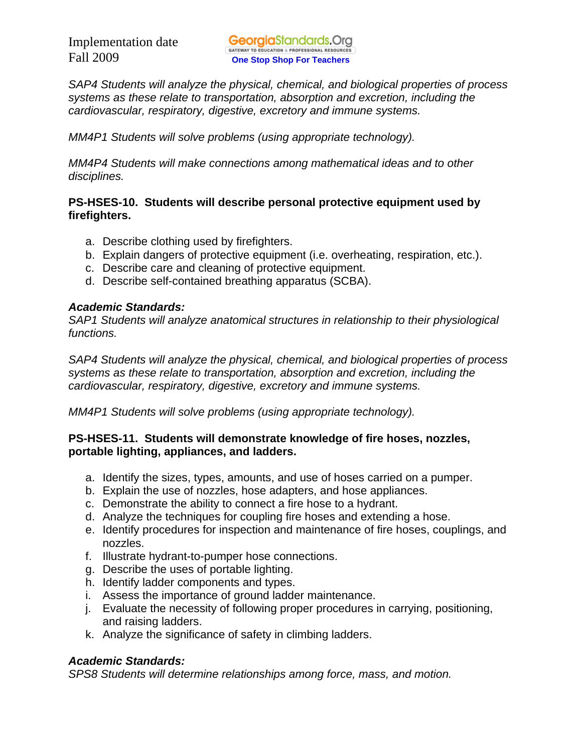*SAP4 Students will analyze the physical, chemical, and biological properties of process systems as these relate to transportation, absorption and excretion, including the cardiovascular, respiratory, digestive, excretory and immune systems.*

*MM4P1 Students will solve problems (using appropriate technology).*

*MM4P4 Students will make connections among mathematical ideas and to other disciplines.*

**PS-HSES-10. Students will describe personal protective equipment used by firefighters.**

a. Describe clothing used by firefighters.
b. Explain dangers of protective equipment (i.e. overheating, respiration, etc.).
c. Describe care and cleaning of protective equipment.
d. Describe self-contained breathing apparatus (SCBA).

***Academic Standards:***
*SAP1 Students will analyze anatomical structures in relationship to their physiological functions.*

*SAP4 Students will analyze the physical, chemical, and biological properties of process systems as these relate to transportation, absorption and excretion, including the cardiovascular, respiratory, digestive, excretory and immune systems.*

*MM4P1 Students will solve problems (using appropriate technology).*

**PS-HSES-11. Students will demonstrate knowledge of fire hoses, nozzles, portable lighting, appliances, and ladders.**

a. Identify the sizes, types, amounts, and use of hoses carried on a pumper.
b. Explain the use of nozzles, hose adapters, and hose appliances.
c. Demonstrate the ability to connect a fire hose to a hydrant.
d. Analyze the techniques for coupling fire hoses and extending a hose.
e. Identify procedures for inspection and maintenance of fire hoses, couplings, and nozzles.
f. Illustrate hydrant-to-pumper hose connections.
g. Describe the uses of portable lighting.
h. Identify ladder components and types.
i. Assess the importance of ground ladder maintenance.
j. Evaluate the necessity of following proper procedures in carrying, positioning, and raising ladders.
k. Analyze the significance of safety in climbing ladders.

***Academic Standards:***
*SPS8 Students will determine relationships among force, mass, and motion.*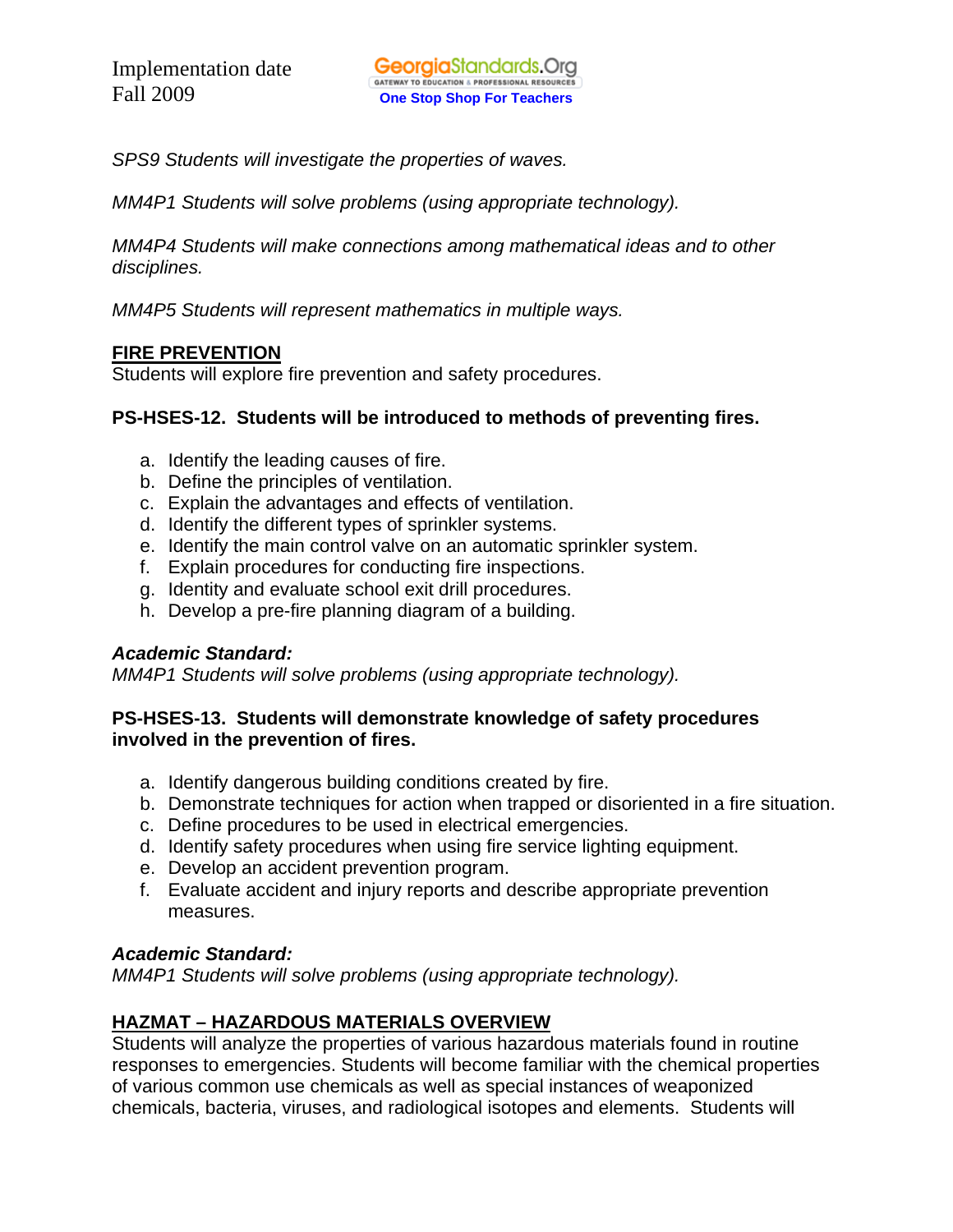*SPS9 Students will investigate the properties of waves.*

*MM4P1 Students will solve problems (using appropriate technology).*

*MM4P4 Students will make connections among mathematical ideas and to other disciplines.*

*MM4P5 Students will represent mathematics in multiple ways.*

**FIRE PREVENTION**

Students will explore fire prevention and safety procedures.

**PS-HSES-12. Students will be introduced to methods of preventing fires.**

a. Identify the leading causes of fire.
b. Define the principles of ventilation.
c. Explain the advantages and effects of ventilation.
d. Identify the different types of sprinkler systems.
e. Identify the main control valve on an automatic sprinkler system.
f. Explain procedures for conducting fire inspections.
g. Identity and evaluate school exit drill procedures.
h. Develop a pre-fire planning diagram of a building.

***Academic Standard:***
*MM4P1 Students will solve problems (using appropriate technology).*

**PS-HSES-13. Students will demonstrate knowledge of safety procedures involved in the prevention of fires.**

a. Identify dangerous building conditions created by fire.
b. Demonstrate techniques for action when trapped or disoriented in a fire situation.
c. Define procedures to be used in electrical emergencies.
d. Identify safety procedures when using fire service lighting equipment.
e. Develop an accident prevention program.
f. Evaluate accident and injury reports and describe appropriate prevention measures.

***Academic Standard:***
*MM4P1 Students will solve problems (using appropriate technology).*

**HAZMAT – HAZARDOUS MATERIALS OVERVIEW**

Students will analyze the properties of various hazardous materials found in routine responses to emergencies. Students will become familiar with the chemical properties of various common use chemicals as well as special instances of weaponized chemicals, bacteria, viruses, and radiological isotopes and elements. Students will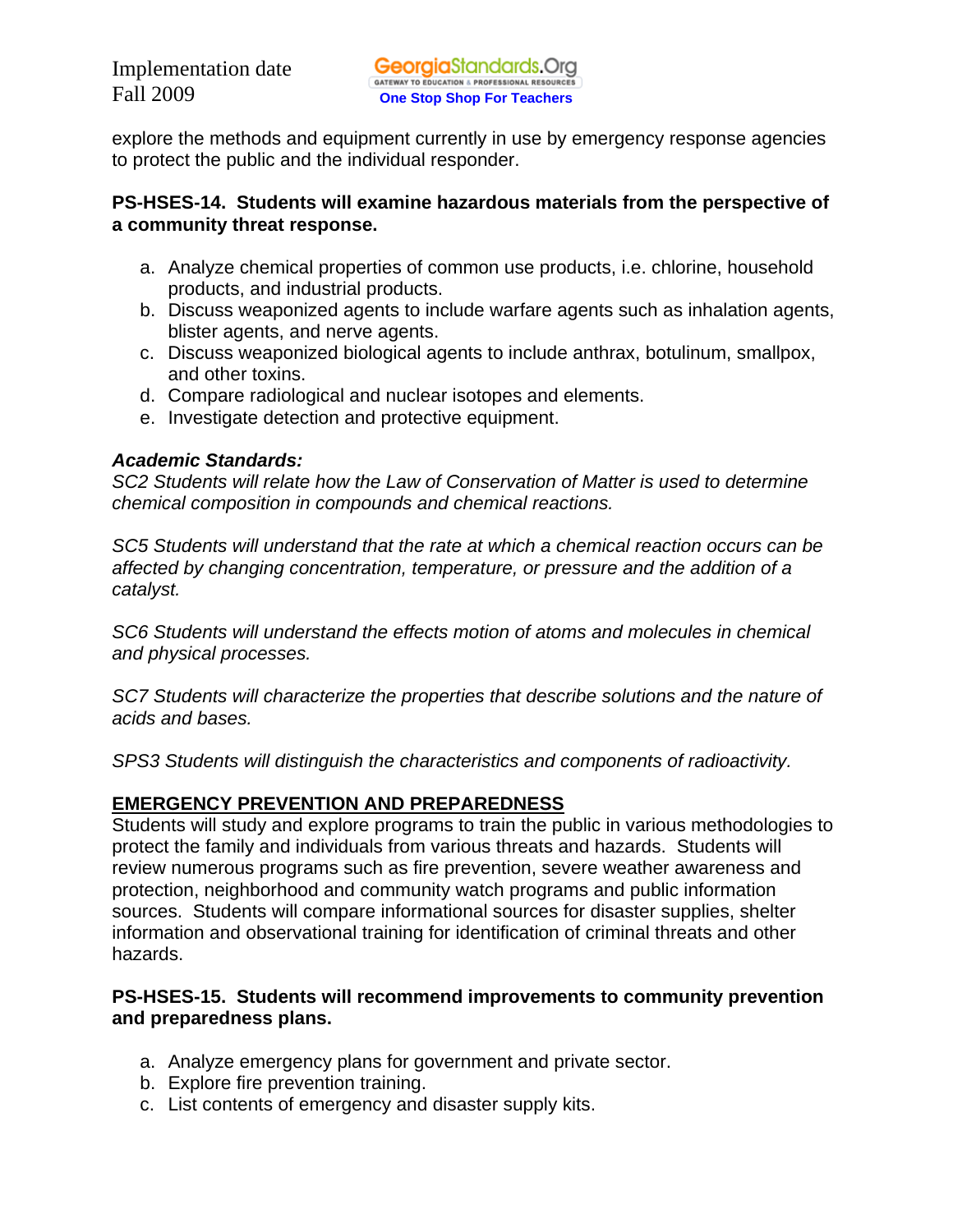explore the methods and equipment currently in use by emergency response agencies to protect the public and the individual responder.

**PS-HSES-14. Students will examine hazardous materials from the perspective of a community threat response.**

a. Analyze chemical properties of common use products, i.e. chlorine, household products, and industrial products.
b. Discuss weaponized agents to include warfare agents such as inhalation agents, blister agents, and nerve agents.
c. Discuss weaponized biological agents to include anthrax, botulinum, smallpox, and other toxins.
d. Compare radiological and nuclear isotopes and elements.
e. Investigate detection and protective equipment.

***Academic Standards:***
*SC2 Students will relate how the Law of Conservation of Matter is used to determine chemical composition in compounds and chemical reactions.*

*SC5 Students will understand that the rate at which a chemical reaction occurs can be affected by changing concentration, temperature, or pressure and the addition of a catalyst.*

*SC6 Students will understand the effects motion of atoms and molecules in chemical and physical processes.*

*SC7 Students will characterize the properties that describe solutions and the nature of acids and bases.*

*SPS3 Students will distinguish the characteristics and components of radioactivity.*

**<u>EMERGENCY PREVENTION AND PREPAREDNESS</u>**
Students will study and explore programs to train the public in various methodologies to protect the family and individuals from various threats and hazards. Students will review numerous programs such as fire prevention, severe weather awareness and protection, neighborhood and community watch programs and public information sources. Students will compare informational sources for disaster supplies, shelter information and observational training for identification of criminal threats and other hazards.

**PS-HSES-15. Students will recommend improvements to community prevention and preparedness plans.**

a. Analyze emergency plans for government and private sector.
b. Explore fire prevention training.
c. List contents of emergency and disaster supply kits.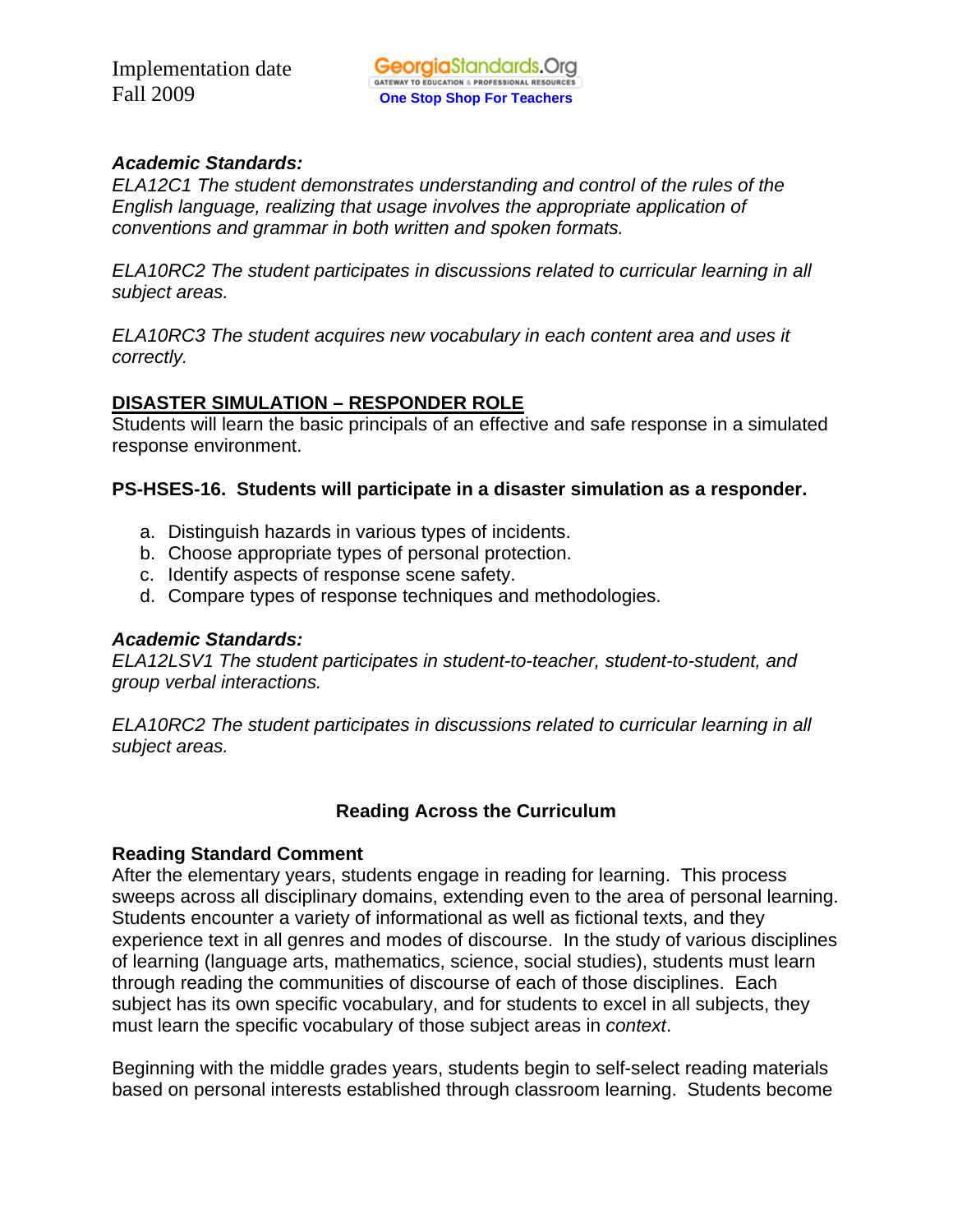**_Academic Standards:_**
_ELA12C1 The student demonstrates understanding and control of the rules of the English language, realizing that usage involves the appropriate application of conventions and grammar in both written and spoken formats._

_ELA10RC2 The student participates in discussions related to curricular learning in all subject areas._

_ELA10RC3 The student acquires new vocabulary in each content area and uses it correctly._

**DISASTER SIMULATION – RESPONDER ROLE**
Students will learn the basic principals of an effective and safe response in a simulated response environment.

**PS-HSES-16. Students will participate in a disaster simulation as a responder.**

a. Distinguish hazards in various types of incidents.
b. Choose appropriate types of personal protection.
c. Identify aspects of response scene safety.
d. Compare types of response techniques and methodologies.

**_Academic Standards:_**
_ELA12LSV1 The student participates in student-to-teacher, student-to-student, and group verbal interactions._

_ELA10RC2 The student participates in discussions related to curricular learning in all subject areas._

## Reading Across the Curriculum

**Reading Standard Comment**
After the elementary years, students engage in reading for learning. This process sweeps across all disciplinary domains, extending even to the area of personal learning. Students encounter a variety of informational as well as fictional texts, and they experience text in all genres and modes of discourse. In the study of various disciplines of learning (language arts, mathematics, science, social studies), students must learn through reading the communities of discourse of each of those disciplines. Each subject has its own specific vocabulary, and for students to excel in all subjects, they must learn the specific vocabulary of those subject areas in _context_.

Beginning with the middle grades years, students begin to self-select reading materials based on personal interests established through classroom learning. Students become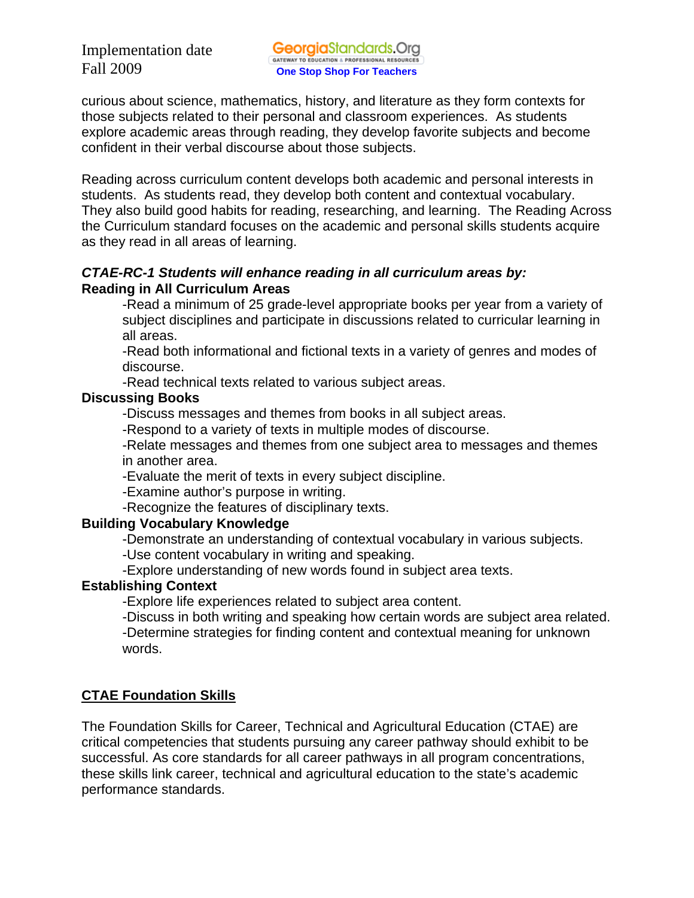curious about science, mathematics, history, and literature as they form contexts for those subjects related to their personal and classroom experiences. As students explore academic areas through reading, they develop favorite subjects and become confident in their verbal discourse about those subjects.

Reading across curriculum content develops both academic and personal interests in students. As students read, they develop both content and contextual vocabulary. They also build good habits for reading, researching, and learning. The Reading Across the Curriculum standard focuses on the academic and personal skills students acquire as they read in all areas of learning.

***CTAE-RC-1 Students will enhance reading in all curriculum areas by:***

**Reading in All Curriculum Areas**

-Read a minimum of 25 grade-level appropriate books per year from a variety of subject disciplines and participate in discussions related to curricular learning in all areas.
-Read both informational and fictional texts in a variety of genres and modes of discourse.
-Read technical texts related to various subject areas.

**Discussing Books**

-Discuss messages and themes from books in all subject areas.
-Respond to a variety of texts in multiple modes of discourse.
-Relate messages and themes from one subject area to messages and themes in another area.
-Evaluate the merit of texts in every subject discipline.
-Examine author's purpose in writing.
-Recognize the features of disciplinary texts.

**Building Vocabulary Knowledge**

-Demonstrate an understanding of contextual vocabulary in various subjects.
-Use content vocabulary in writing and speaking.
-Explore understanding of new words found in subject area texts.

**Establishing Context**

-Explore life experiences related to subject area content.
-Discuss in both writing and speaking how certain words are subject area related.
-Determine strategies for finding content and contextual meaning for unknown words.

## CTAE Foundation Skills

The Foundation Skills for Career, Technical and Agricultural Education (CTAE) are critical competencies that students pursuing any career pathway should exhibit to be successful. As core standards for all career pathways in all program concentrations, these skills link career, technical and agricultural education to the state's academic performance standards.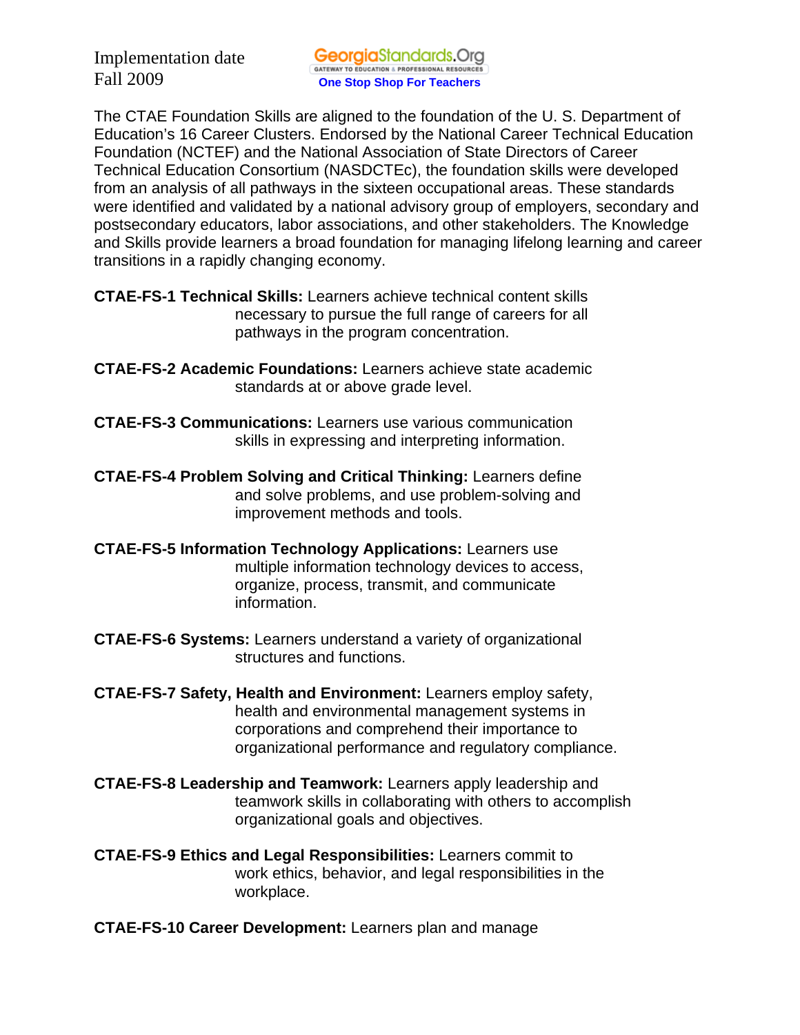Implementation date
Fall 2009

GeorgiaStandards.Org
GATEWAY TO EDUCATION & PROFESSIONAL RESOURCES
One Stop Shop For Teachers

The CTAE Foundation Skills are aligned to the foundation of the U. S. Department of Education's 16 Career Clusters. Endorsed by the National Career Technical Education Foundation (NCTEF) and the National Association of State Directors of Career Technical Education Consortium (NASDCTEc), the foundation skills were developed from an analysis of all pathways in the sixteen occupational areas. These standards were identified and validated by a national advisory group of employers, secondary and postsecondary educators, labor associations, and other stakeholders. The Knowledge and Skills provide learners a broad foundation for managing lifelong learning and career transitions in a rapidly changing economy.

**CTAE-FS-1 Technical Skills:** Learners achieve technical content skills necessary to pursue the full range of careers for all pathways in the program concentration.

**CTAE-FS-2 Academic Foundations:** Learners achieve state academic standards at or above grade level.

**CTAE-FS-3 Communications:** Learners use various communication skills in expressing and interpreting information.

**CTAE-FS-4 Problem Solving and Critical Thinking:** Learners define and solve problems, and use problem-solving and improvement methods and tools.

**CTAE-FS-5 Information Technology Applications:** Learners use multiple information technology devices to access, organize, process, transmit, and communicate information.

**CTAE-FS-6 Systems:** Learners understand a variety of organizational structures and functions.

**CTAE-FS-7 Safety, Health and Environment:** Learners employ safety, health and environmental management systems in corporations and comprehend their importance to organizational performance and regulatory compliance.

**CTAE-FS-8 Leadership and Teamwork:** Learners apply leadership and teamwork skills in collaborating with others to accomplish organizational goals and objectives.

**CTAE-FS-9 Ethics and Legal Responsibilities:** Learners commit to work ethics, behavior, and legal responsibilities in the workplace.

**CTAE-FS-10 Career Development:** Learners plan and manage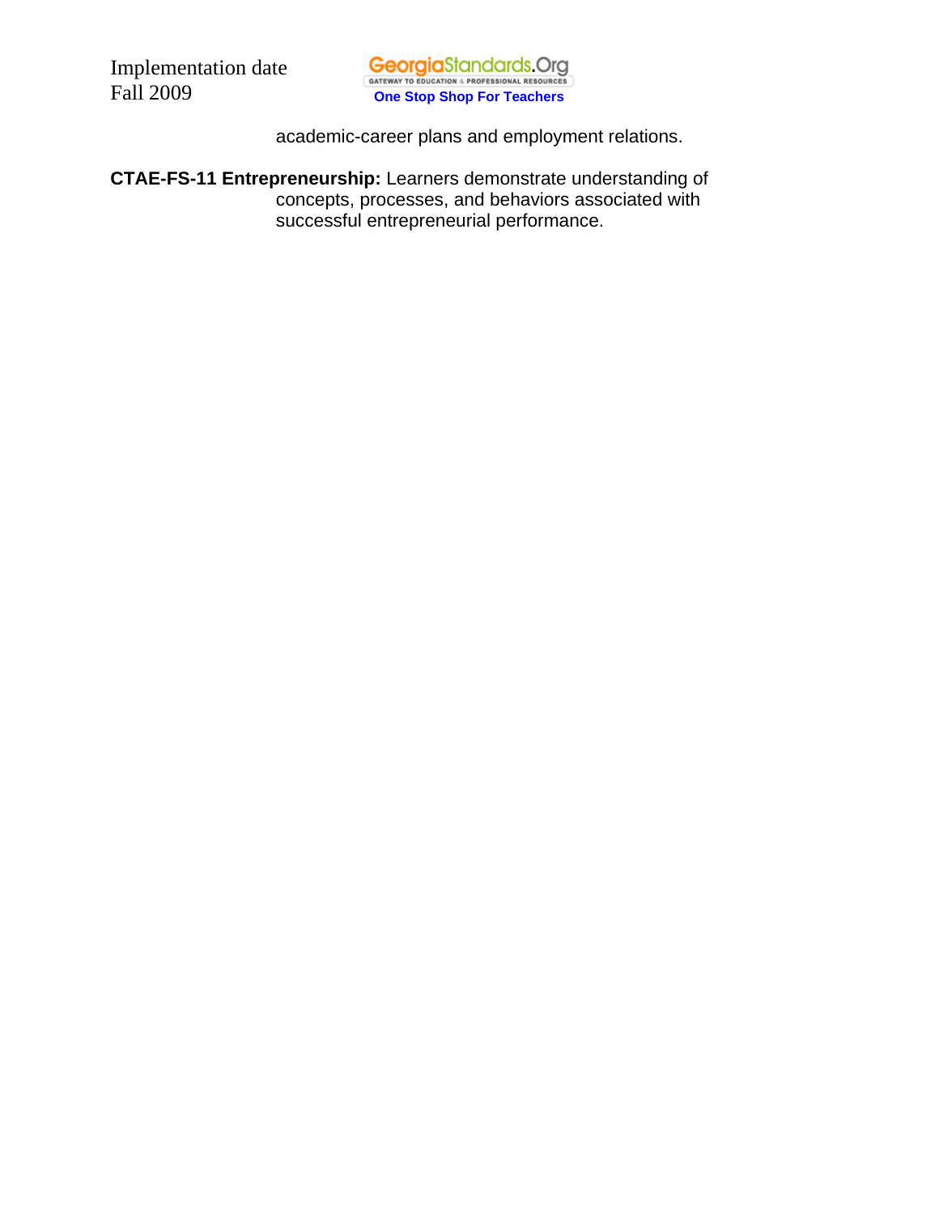academic-career plans and employment relations.

**CTAE-FS-11 Entrepreneurship:** Learners demonstrate understanding of concepts, processes, and behaviors associated with successful entrepreneurial performance.